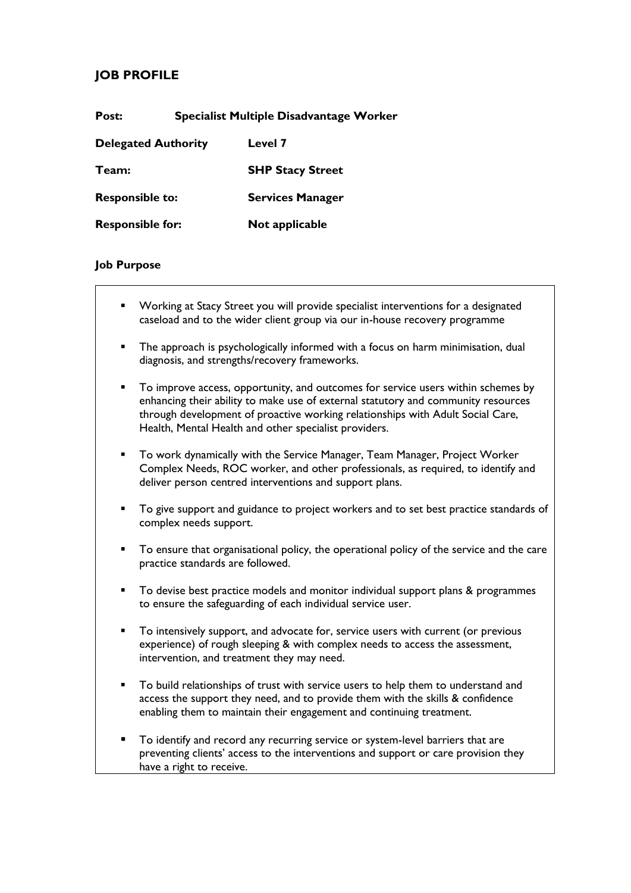## JOB PROFILE

**Post:** **Specialist Multiple Disadvantage Worker**

**Delegated Authority** **Level 7**

**Team:** **SHP Stacy Street**

**Responsible to:** **Services Manager**

**Responsible for:** **Not applicable**

### Job Purpose

- Working at Stacy Street you will provide specialist interventions for a designated caseload and to the wider client group via our in-house recovery programme
- The approach is psychologically informed with a focus on harm minimisation, dual diagnosis, and strengths/recovery frameworks.
- To improve access, opportunity, and outcomes for service users within schemes by enhancing their ability to make use of external statutory and community resources through development of proactive working relationships with Adult Social Care, Health, Mental Health and other specialist providers.
- To work dynamically with the Service Manager, Team Manager, Project Worker Complex Needs, ROC worker, and other professionals, as required, to identify and deliver person centred interventions and support plans.
- To give support and guidance to project workers and to set best practice standards of complex needs support.
- To ensure that organisational policy, the operational policy of the service and the care practice standards are followed.
- To devise best practice models and monitor individual support plans & programmes to ensure the safeguarding of each individual service user.
- To intensively support, and advocate for, service users with current (or previous experience) of rough sleeping & with complex needs to access the assessment, intervention, and treatment they may need.
- To build relationships of trust with service users to help them to understand and access the support they need, and to provide them with the skills & confidence enabling them to maintain their engagement and continuing treatment.
- To identify and record any recurring service or system-level barriers that are preventing clients' access to the interventions and support or care provision they have a right to receive.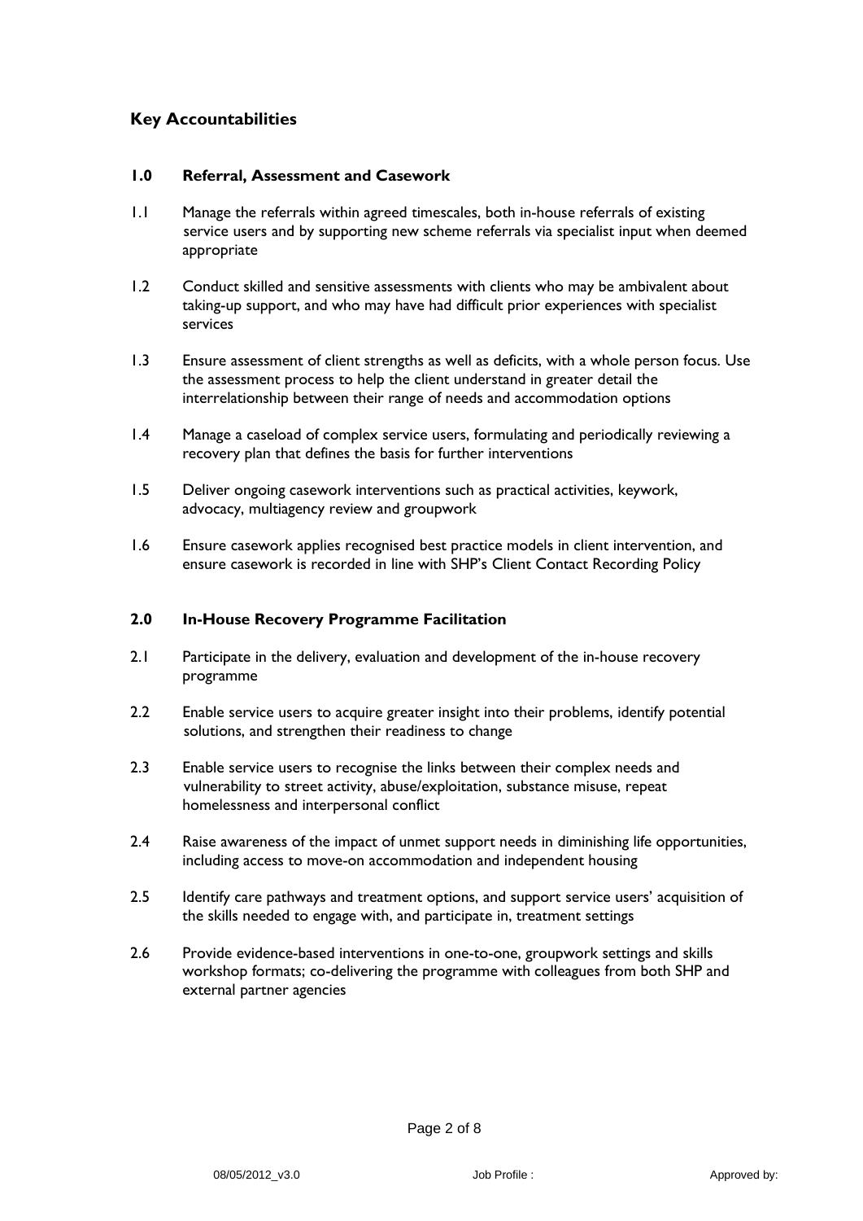## Key Accountabilities

### 1.0 Referral, Assessment and Casework

1.1 Manage the referrals within agreed timescales, both in-house referrals of existing service users and by supporting new scheme referrals via specialist input when deemed appropriate

1.2 Conduct skilled and sensitive assessments with clients who may be ambivalent about taking-up support, and who may have had difficult prior experiences with specialist services

1.3 Ensure assessment of client strengths as well as deficits, with a whole person focus. Use the assessment process to help the client understand in greater detail the interrelationship between their range of needs and accommodation options

1.4 Manage a caseload of complex service users, formulating and periodically reviewing a recovery plan that defines the basis for further interventions

1.5 Deliver ongoing casework interventions such as practical activities, keywork, advocacy, multiagency review and groupwork

1.6 Ensure casework applies recognised best practice models in client intervention, and ensure casework is recorded in line with SHP's Client Contact Recording Policy

### 2.0 In-House Recovery Programme Facilitation

2.1 Participate in the delivery, evaluation and development of the in-house recovery programme

2.2 Enable service users to acquire greater insight into their problems, identify potential solutions, and strengthen their readiness to change

2.3 Enable service users to recognise the links between their complex needs and vulnerability to street activity, abuse/exploitation, substance misuse, repeat homelessness and interpersonal conflict

2.4 Raise awareness of the impact of unmet support needs in diminishing life opportunities, including access to move-on accommodation and independent housing

2.5 Identify care pathways and treatment options, and support service users' acquisition of the skills needed to engage with, and participate in, treatment settings

2.6 Provide evidence-based interventions in one-to-one, groupwork settings and skills workshop formats; co-delivering the programme with colleagues from both SHP and external partner agencies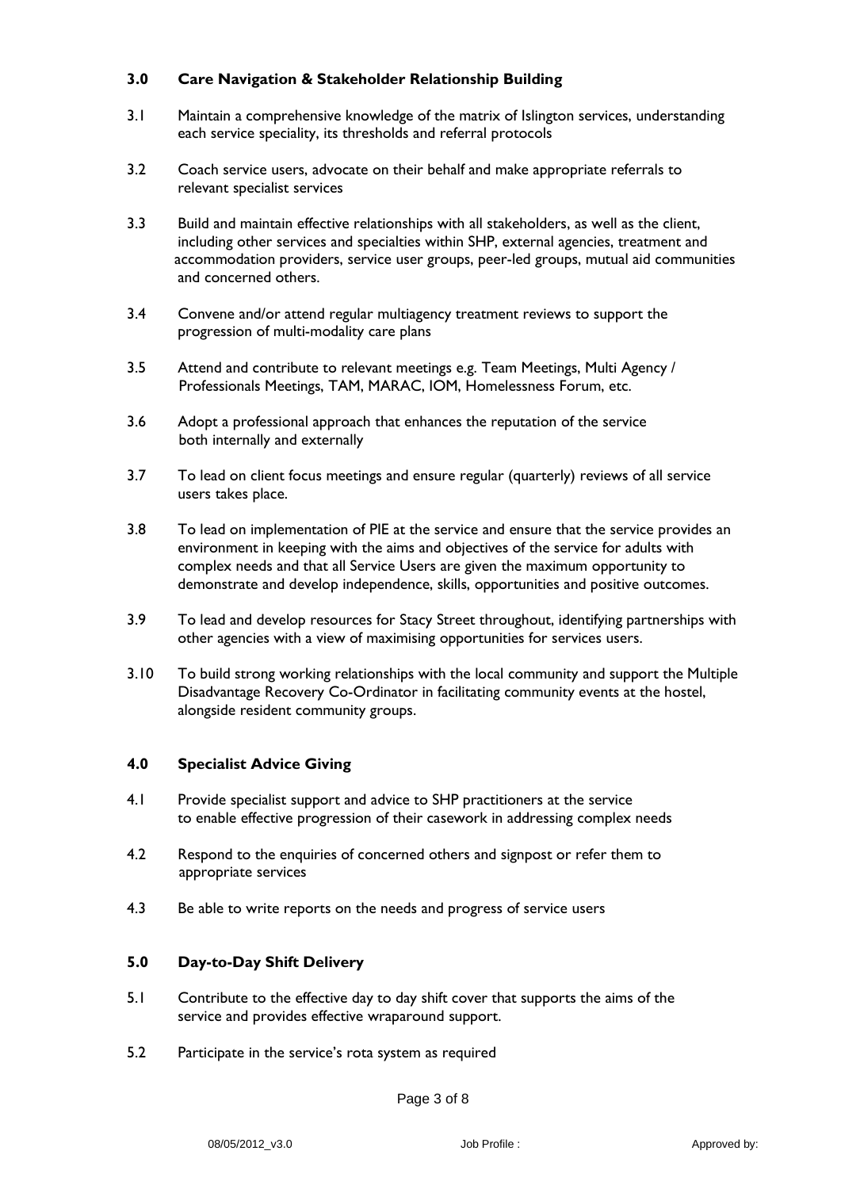### 3.0 Care Navigation & Stakeholder Relationship Building

3.1 Maintain a comprehensive knowledge of the matrix of Islington services, understanding each service speciality, its thresholds and referral protocols

3.2 Coach service users, advocate on their behalf and make appropriate referrals to relevant specialist services

3.3 Build and maintain effective relationships with all stakeholders, as well as the client, including other services and specialties within SHP, external agencies, treatment and accommodation providers, service user groups, peer-led groups, mutual aid communities and concerned others.

3.4 Convene and/or attend regular multiagency treatment reviews to support the progression of multi-modality care plans

3.5 Attend and contribute to relevant meetings e.g. Team Meetings, Multi Agency / Professionals Meetings, TAM, MARAC, IOM, Homelessness Forum, etc.

3.6 Adopt a professional approach that enhances the reputation of the service both internally and externally

3.7 To lead on client focus meetings and ensure regular (quarterly) reviews of all service users takes place.

3.8 To lead on implementation of PIE at the service and ensure that the service provides an environment in keeping with the aims and objectives of the service for adults with complex needs and that all Service Users are given the maximum opportunity to demonstrate and develop independence, skills, opportunities and positive outcomes.

3.9 To lead and develop resources for Stacy Street throughout, identifying partnerships with other agencies with a view of maximising opportunities for services users.

3.10 To build strong working relationships with the local community and support the Multiple Disadvantage Recovery Co-Ordinator in facilitating community events at the hostel, alongside resident community groups.

### 4.0 Specialist Advice Giving

4.1 Provide specialist support and advice to SHP practitioners at the service to enable effective progression of their casework in addressing complex needs

4.2 Respond to the enquiries of concerned others and signpost or refer them to appropriate services

4.3 Be able to write reports on the needs and progress of service users

### 5.0 Day-to-Day Shift Delivery

5.1 Contribute to the effective day to day shift cover that supports the aims of the service and provides effective wraparound support.

5.2 Participate in the service's rota system as required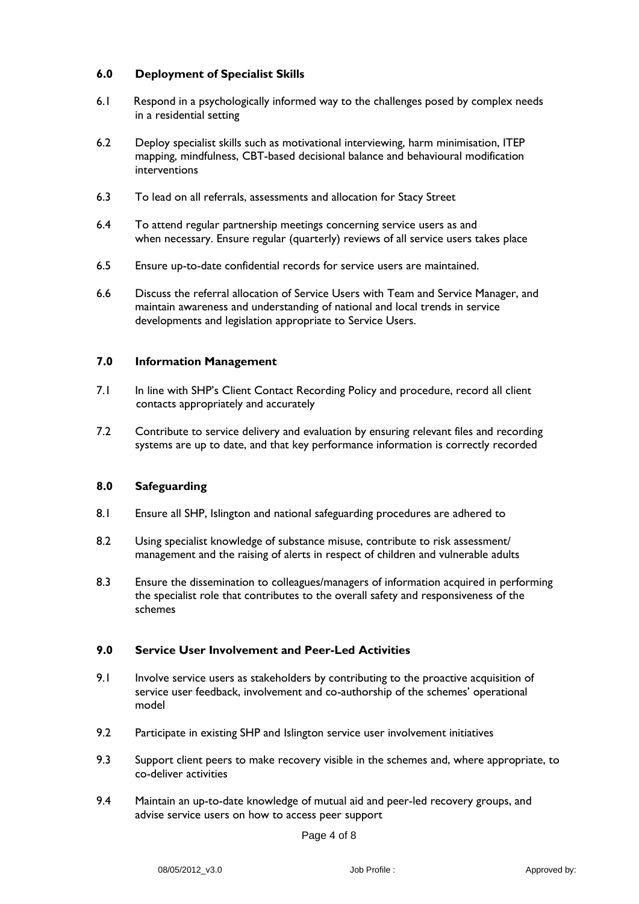### 6.0 Deployment of Specialist Skills

6.1 Respond in a psychologically informed way to the challenges posed by complex needs in a residential setting

6.2 Deploy specialist skills such as motivational interviewing, harm minimisation, ITEP mapping, mindfulness, CBT-based decisional balance and behavioural modification interventions

6.3 To lead on all referrals, assessments and allocation for Stacy Street

6.4 To attend regular partnership meetings concerning service users as and when necessary. Ensure regular (quarterly) reviews of all service users takes place

6.5 Ensure up-to-date confidential records for service users are maintained.

6.6 Discuss the referral allocation of Service Users with Team and Service Manager, and maintain awareness and understanding of national and local trends in service developments and legislation appropriate to Service Users.

### 7.0 Information Management

7.1 In line with SHP's Client Contact Recording Policy and procedure, record all client contacts appropriately and accurately

7.2 Contribute to service delivery and evaluation by ensuring relevant files and recording systems are up to date, and that key performance information is correctly recorded

### 8.0 Safeguarding

8.1 Ensure all SHP, Islington and national safeguarding procedures are adhered to

8.2 Using specialist knowledge of substance misuse, contribute to risk assessment/ management and the raising of alerts in respect of children and vulnerable adults

8.3 Ensure the dissemination to colleagues/managers of information acquired in performing the specialist role that contributes to the overall safety and responsiveness of the schemes

### 9.0 Service User Involvement and Peer-Led Activities

9.1 Involve service users as stakeholders by contributing to the proactive acquisition of service user feedback, involvement and co-authorship of the schemes' operational model

9.2 Participate in existing SHP and Islington service user involvement initiatives

9.3 Support client peers to make recovery visible in the schemes and, where appropriate, to co-deliver activities

9.4 Maintain an up-to-date knowledge of mutual aid and peer-led recovery groups, and advise service users on how to access peer support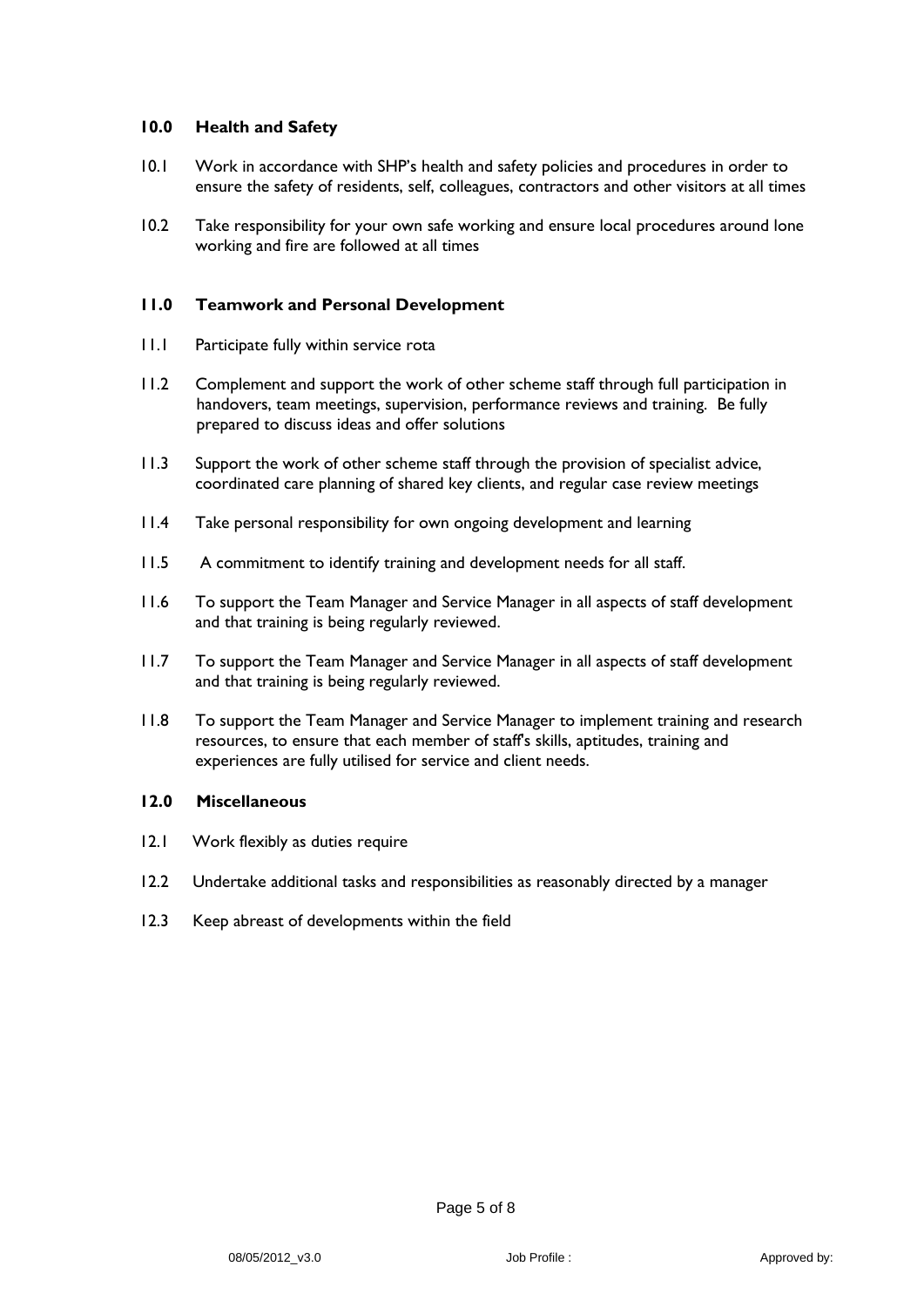## 10.0 Health and Safety

10.1 Work in accordance with SHP's health and safety policies and procedures in order to ensure the safety of residents, self, colleagues, contractors and other visitors at all times

10.2 Take responsibility for your own safe working and ensure local procedures around lone working and fire are followed at all times

## 11.0 Teamwork and Personal Development

11.1 Participate fully within service rota

11.2 Complement and support the work of other scheme staff through full participation in handovers, team meetings, supervision, performance reviews and training. Be fully prepared to discuss ideas and offer solutions

11.3 Support the work of other scheme staff through the provision of specialist advice, coordinated care planning of shared key clients, and regular case review meetings

11.4 Take personal responsibility for own ongoing development and learning

11.5 A commitment to identify training and development needs for all staff.

11.6 To support the Team Manager and Service Manager in all aspects of staff development and that training is being regularly reviewed.

11.7 To support the Team Manager and Service Manager in all aspects of staff development and that training is being regularly reviewed.

11.8 To support the Team Manager and Service Manager to implement training and research resources, to ensure that each member of staff's skills, aptitudes, training and experiences are fully utilised for service and client needs.

## 12.0 Miscellaneous

12.1 Work flexibly as duties require

12.2 Undertake additional tasks and responsibilities as reasonably directed by a manager

12.3 Keep abreast of developments within the field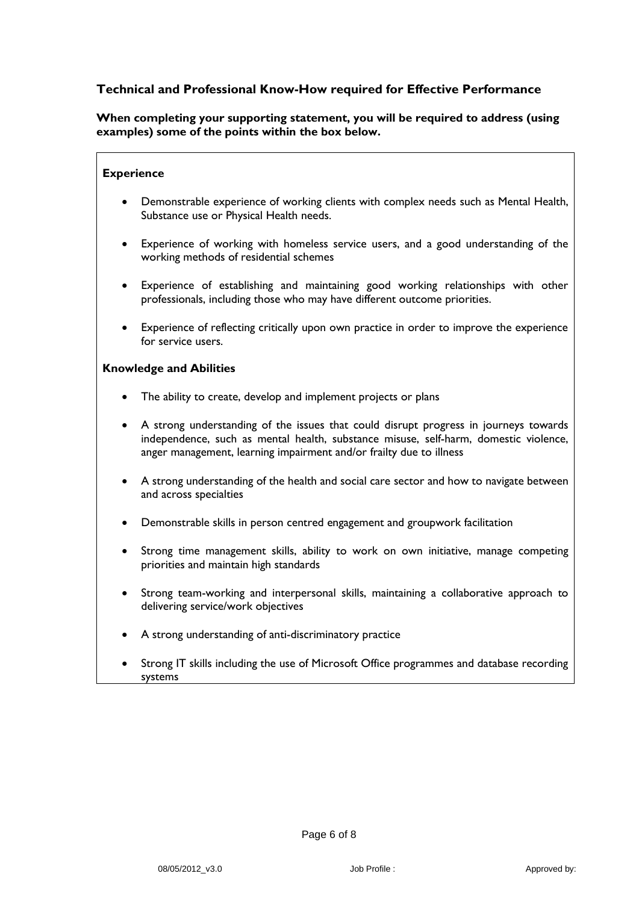## Technical and Professional Know-How required for Effective Performance

**When completing your supporting statement, you will be required to address (using examples) some of the points within the box below.**

**Experience**

- Demonstrable experience of working clients with complex needs such as Mental Health, Substance use or Physical Health needs.
- Experience of working with homeless service users, and a good understanding of the working methods of residential schemes
- Experience of establishing and maintaining good working relationships with other professionals, including those who may have different outcome priorities.
- Experience of reflecting critically upon own practice in order to improve the experience for service users.

**Knowledge and Abilities**

- The ability to create, develop and implement projects or plans
- A strong understanding of the issues that could disrupt progress in journeys towards independence, such as mental health, substance misuse, self-harm, domestic violence, anger management, learning impairment and/or frailty due to illness
- A strong understanding of the health and social care sector and how to navigate between and across specialties
- Demonstrable skills in person centred engagement and groupwork facilitation
- Strong time management skills, ability to work on own initiative, manage competing priorities and maintain high standards
- Strong team-working and interpersonal skills, maintaining a collaborative approach to delivering service/work objectives
- A strong understanding of anti-discriminatory practice
- Strong IT skills including the use of Microsoft Office programmes and database recording systems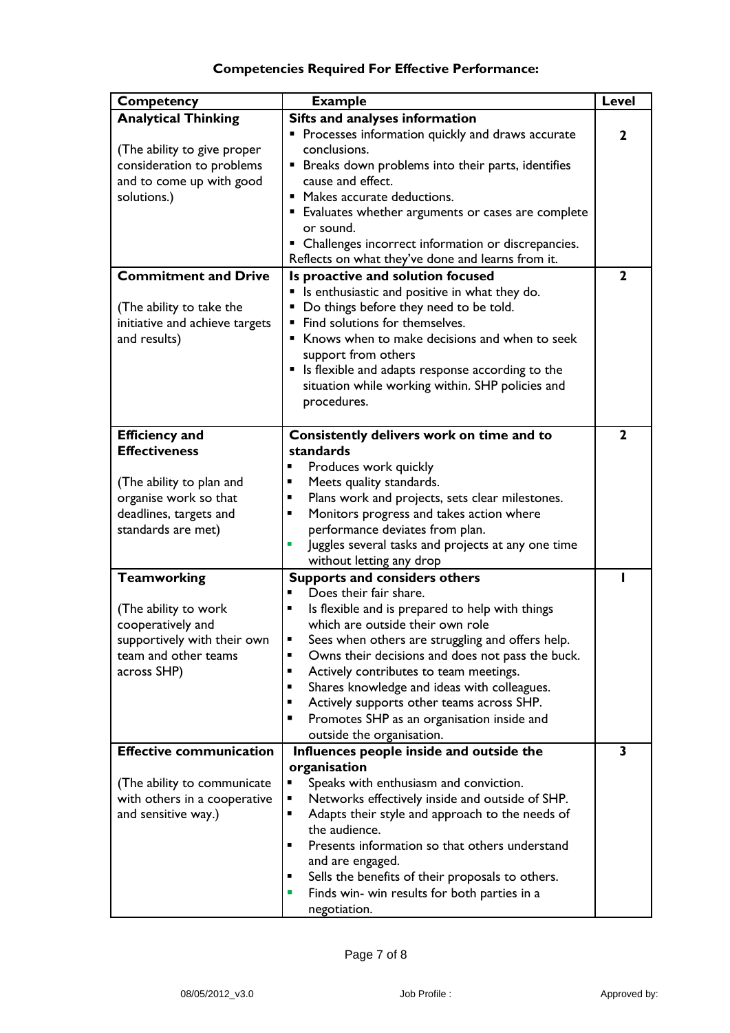**Competencies Required For Effective Performance:**

| Competency | Example | Level |
|---|---|---|
| **Analytical Thinking**<br><br>(The ability to give proper consideration to problems and to come up with good solutions.) | **Sifts and analyses information**<br>▪ Processes information quickly and draws accurate conclusions.<br>▪ Breaks down problems into their parts, identifies cause and effect.<br>▪ Makes accurate deductions.<br>▪ Evaluates whether arguments or cases are complete or sound.<br>▪ Challenges incorrect information or discrepancies.<br>Reflects on what they've done and learns from it. | **2** |
| **Commitment and Drive**<br><br>(The ability to take the initiative and achieve targets and results) | **Is proactive and solution focused**<br>▪ Is enthusiastic and positive in what they do.<br>▪ Do things before they need to be told.<br>▪ Find solutions for themselves.<br>▪ Knows when to make decisions and when to seek support from others<br>▪ Is flexible and adapts response according to the situation while working within. SHP policies and procedures. | **2** |
| **Efficiency and Effectiveness**<br><br>(The ability to plan and organise work so that deadlines, targets and standards are met) | **Consistently delivers work on time and to standards**<br>▪ Produces work quickly<br>▪ Meets quality standards.<br>▪ Plans work and projects, sets clear milestones.<br>▪ Monitors progress and takes action where performance deviates from plan.<br>▪ Juggles several tasks and projects at any one time without letting any drop | **2** |
| **Teamworking**<br><br>(The ability to work cooperatively and supportively with their own team and other teams across SHP) | **Supports and considers others**<br>▪ Does their fair share.<br>▪ Is flexible and is prepared to help with things which are outside their own role<br>▪ Sees when others are struggling and offers help.<br>▪ Owns their decisions and does not pass the buck.<br>▪ Actively contributes to team meetings.<br>▪ Shares knowledge and ideas with colleagues.<br>▪ Actively supports other teams across SHP.<br>▪ Promotes SHP as an organisation inside and outside the organisation. | **1** |
| **Effective communication**<br><br>(The ability to communicate with others in a cooperative and sensitive way.) | **Influences people inside and outside the organisation**<br>▪ Speaks with enthusiasm and conviction.<br>▪ Networks effectively inside and outside of SHP.<br>▪ Adapts their style and approach to the needs of the audience.<br>▪ Presents information so that others understand and are engaged.<br>▪ Sells the benefits of their proposals to others.<br>▪ Finds win- win results for both parties in a negotiation. | **3** |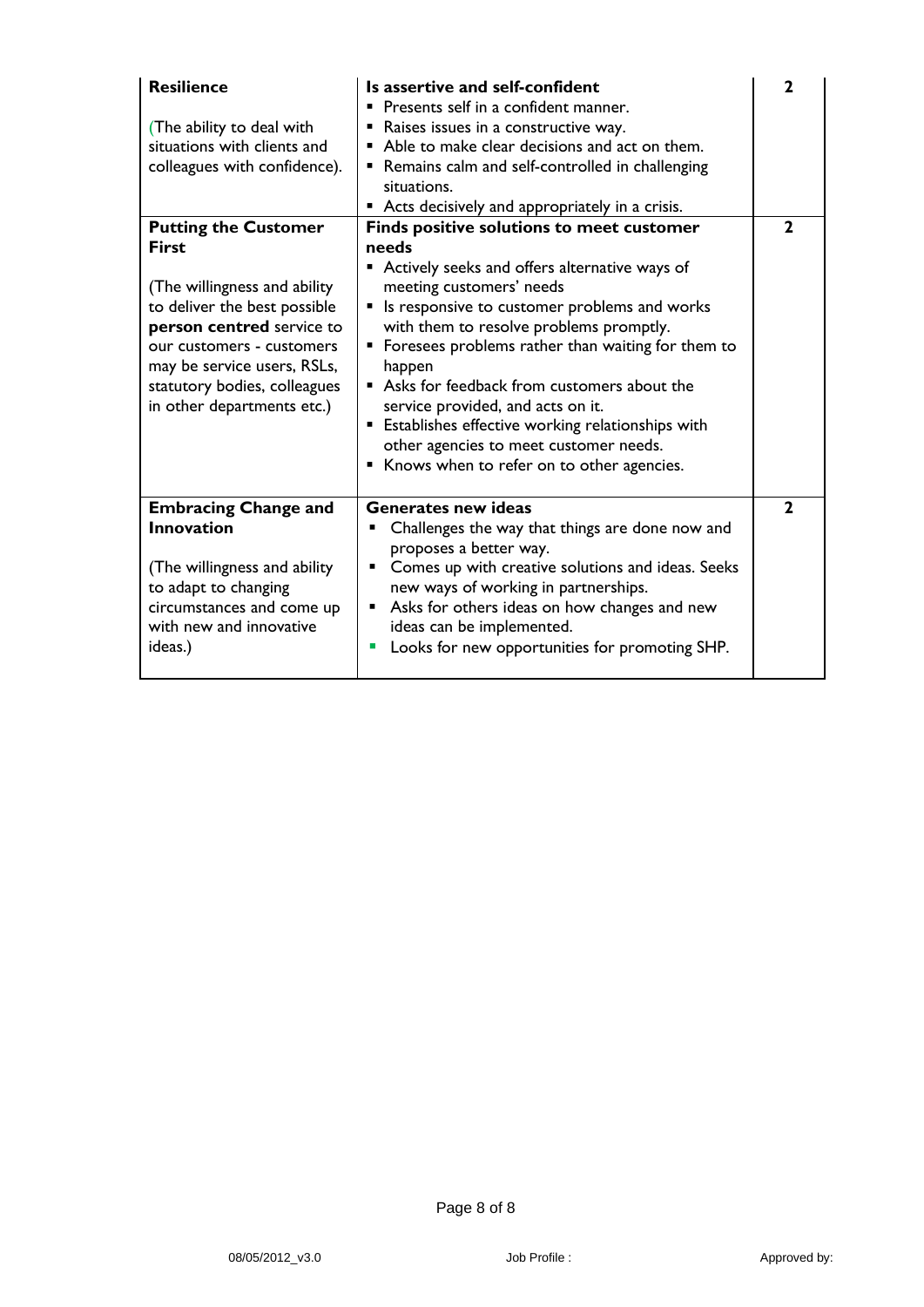| | | |
|---|---|---|
| **Resilience**<br><br>(The ability to deal with situations with clients and colleagues with confidence). | **Is assertive and self-confident**<br>▪ Presents self in a confident manner.<br>▪ Raises issues in a constructive way.<br>▪ Able to make clear decisions and act on them.<br>▪ Remains calm and self-controlled in challenging situations.<br>▪ Acts decisively and appropriately in a crisis. | **2** |
| **Putting the Customer First**<br><br>(The willingness and ability to deliver the best possible **person centred** service to our customers - customers may be service users, RSLs, statutory bodies, colleagues in other departments etc.) | **Finds positive solutions to meet customer needs**<br>▪ Actively seeks and offers alternative ways of meeting customers' needs<br>▪ Is responsive to customer problems and works with them to resolve problems promptly.<br>▪ Foresees problems rather than waiting for them to happen<br>▪ Asks for feedback from customers about the service provided, and acts on it.<br>▪ Establishes effective working relationships with other agencies to meet customer needs.<br>▪ Knows when to refer on to other agencies. | **2** |
| **Embracing Change and Innovation**<br><br>(The willingness and ability to adapt to changing circumstances and come up with new and innovative ideas.) | **Generates new ideas**<br>▪ Challenges the way that things are done now and proposes a better way.<br>▪ Comes up with creative solutions and ideas. Seeks new ways of working in partnerships.<br>▪ Asks for others ideas on how changes and new ideas can be implemented.<br>▪ Looks for new opportunities for promoting SHP. | **2** |